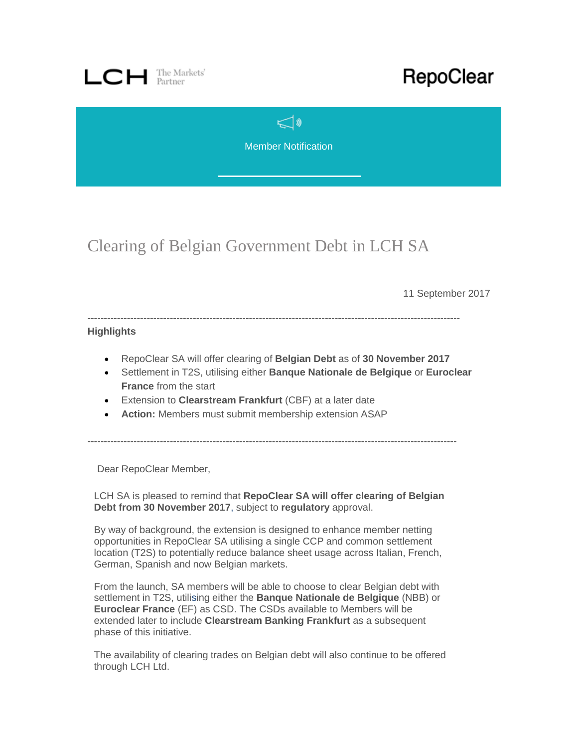LCH The Markets' Partner

RepoClear

Member Notification

# Clearing of Belgian Government Debt in LCH SA

11 September 2017

---

**Highlights**

- RepoClear SA will offer clearing of **Belgian Debt** as of **30 November 2017**
- Settlement in T2S, utilising either **Banque Nationale de Belgique** or **Euroclear France** from the start
- Extension to **Clearstream Frankfurt** (CBF) at a later date
- **Action:** Members must submit membership extension ASAP

---

Dear RepoClear Member,

LCH SA is pleased to remind that **RepoClear SA will offer clearing of Belgian Debt from 30 November 2017**, subject to **regulatory** approval.

By way of background, the extension is designed to enhance member netting opportunities in RepoClear SA utilising a single CCP and common settlement location (T2S) to potentially reduce balance sheet usage across Italian, French, German, Spanish and now Belgian markets.

From the launch, SA members will be able to choose to clear Belgian debt with settlement in T2S, utilising either the **Banque Nationale de Belgique** (NBB) or **Euroclear France** (EF) as CSD. The CSDs available to Members will be extended later to include **Clearstream Banking Frankfurt** as a subsequent phase of this initiative.

The availability of clearing trades on Belgian debt will also continue to be offered through LCH Ltd.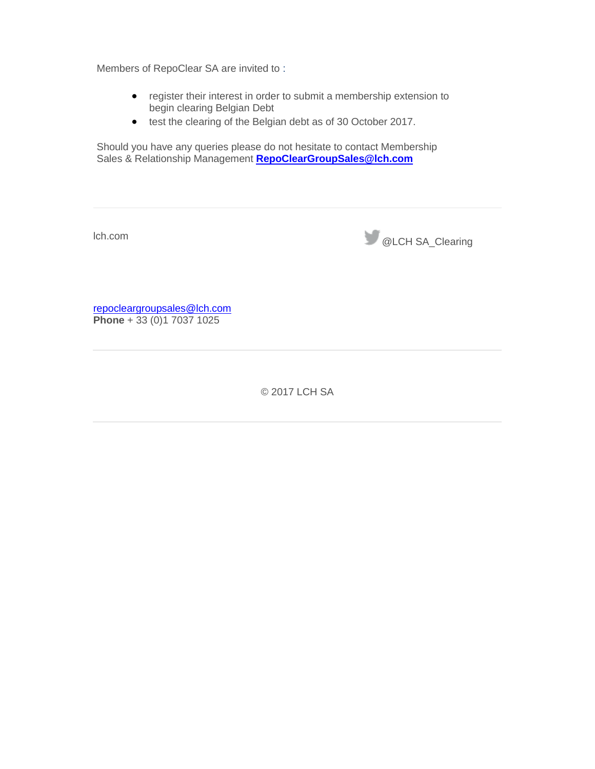Members of RepoClear SA are invited to :

- register their interest in order to submit a membership extension to begin clearing Belgian Debt
- test the clearing of the Belgian debt as of 30 October 2017.

Should you have any queries please do not hesitate to contact Membership Sales & Relationship Management **RepoClearGroupSales@lch.com**

---

lch.com

@LCH SA_Clearing

repocleargroupsales@lch.com
**Phone** + 33 (0)1 7037 1025

---

© 2017 LCH SA

---